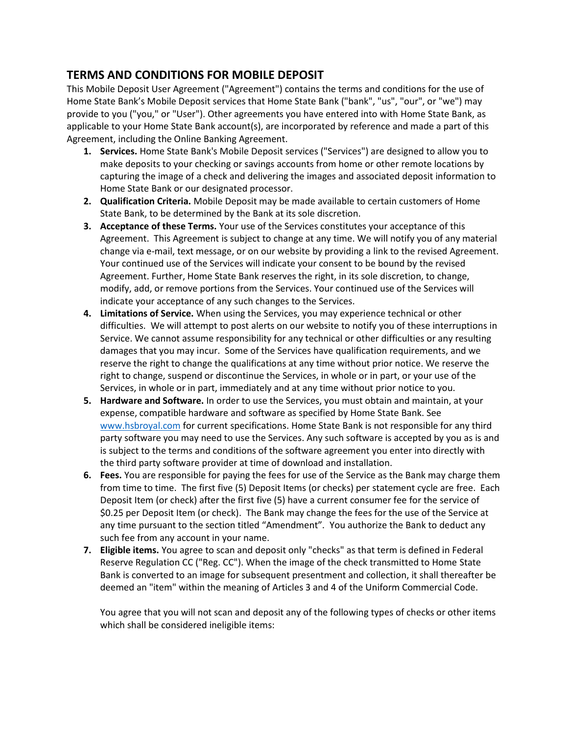## TERMS AND CONDITIONS FOR MOBILE DEPOSIT

This Mobile Deposit User Agreement ("Agreement") contains the terms and conditions for the use of Home State Bank's Mobile Deposit services that Home State Bank ("bank", "us", "our", or "we") may provide to you ("you," or "User"). Other agreements you have entered into with Home State Bank, as applicable to your Home State Bank account(s), are incorporated by reference and made a part of this Agreement, including the Online Banking Agreement.

1. **Services.** Home State Bank's Mobile Deposit services ("Services") are designed to allow you to make deposits to your checking or savings accounts from home or other remote locations by capturing the image of a check and delivering the images and associated deposit information to Home State Bank or our designated processor.
2. **Qualification Criteria.** Mobile Deposit may be made available to certain customers of Home State Bank, to be determined by the Bank at its sole discretion.
3. **Acceptance of these Terms.** Your use of the Services constitutes your acceptance of this Agreement. This Agreement is subject to change at any time. We will notify you of any material change via e-mail, text message, or on our website by providing a link to the revised Agreement. Your continued use of the Services will indicate your consent to be bound by the revised Agreement. Further, Home State Bank reserves the right, in its sole discretion, to change, modify, add, or remove portions from the Services. Your continued use of the Services will indicate your acceptance of any such changes to the Services.
4. **Limitations of Service.** When using the Services, you may experience technical or other difficulties. We will attempt to post alerts on our website to notify you of these interruptions in Service. We cannot assume responsibility for any technical or other difficulties or any resulting damages that you may incur. Some of the Services have qualification requirements, and we reserve the right to change the qualifications at any time without prior notice. We reserve the right to change, suspend or discontinue the Services, in whole or in part, or your use of the Services, in whole or in part, immediately and at any time without prior notice to you.
5. **Hardware and Software.** In order to use the Services, you must obtain and maintain, at your expense, compatible hardware and software as specified by Home State Bank. See [www.hsbroyal.com](www.hsbroyal.com) for current specifications. Home State Bank is not responsible for any third party software you may need to use the Services. Any such software is accepted by you as is and is subject to the terms and conditions of the software agreement you enter into directly with the third party software provider at time of download and installation.
6. **Fees.** You are responsible for paying the fees for use of the Service as the Bank may charge them from time to time. The first five (5) Deposit Items (or checks) per statement cycle are free. Each Deposit Item (or check) after the first five (5) have a current consumer fee for the service of $0.25 per Deposit Item (or check). The Bank may change the fees for the use of the Service at any time pursuant to the section titled "Amendment". You authorize the Bank to deduct any such fee from any account in your name.
7. **Eligible items.** You agree to scan and deposit only "checks" as that term is defined in Federal Reserve Regulation CC ("Reg. CC"). When the image of the check transmitted to Home State Bank is converted to an image for subsequent presentment and collection, it shall thereafter be deemed an "item" within the meaning of Articles 3 and 4 of the Uniform Commercial Code.

   You agree that you will not scan and deposit any of the following types of checks or other items which shall be considered ineligible items: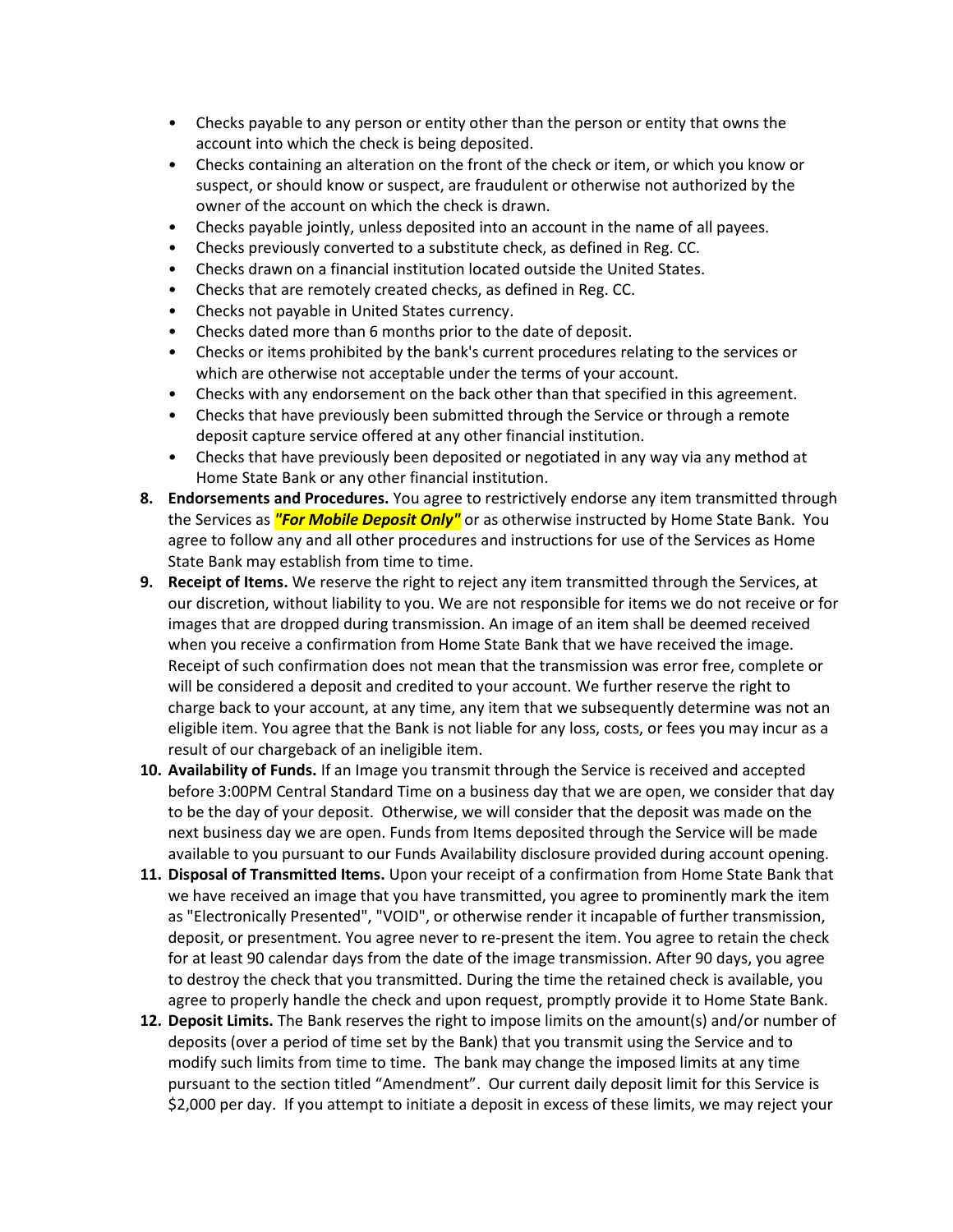- Checks payable to any person or entity other than the person or entity that owns the account into which the check is being deposited.
- Checks containing an alteration on the front of the check or item, or which you know or suspect, or should know or suspect, are fraudulent or otherwise not authorized by the owner of the account on which the check is drawn.
- Checks payable jointly, unless deposited into an account in the name of all payees.
- Checks previously converted to a substitute check, as defined in Reg. CC.
- Checks drawn on a financial institution located outside the United States.
- Checks that are remotely created checks, as defined in Reg. CC.
- Checks not payable in United States currency.
- Checks dated more than 6 months prior to the date of deposit.
- Checks or items prohibited by the bank's current procedures relating to the services or which are otherwise not acceptable under the terms of your account.
- Checks with any endorsement on the back other than that specified in this agreement.
- Checks that have previously been submitted through the Service or through a remote deposit capture service offered at any other financial institution.
- Checks that have previously been deposited or negotiated in any way via any method at Home State Bank or any other financial institution.

8. **Endorsements and Procedures.** You agree to restrictively endorse any item transmitted through the Services as ***"For Mobile Deposit Only"*** or as otherwise instructed by Home State Bank. You agree to follow any and all other procedures and instructions for use of the Services as Home State Bank may establish from time to time.
9. **Receipt of Items.** We reserve the right to reject any item transmitted through the Services, at our discretion, without liability to you. We are not responsible for items we do not receive or for images that are dropped during transmission. An image of an item shall be deemed received when you receive a confirmation from Home State Bank that we have received the image. Receipt of such confirmation does not mean that the transmission was error free, complete or will be considered a deposit and credited to your account. We further reserve the right to charge back to your account, at any time, any item that we subsequently determine was not an eligible item. You agree that the Bank is not liable for any loss, costs, or fees you may incur as a result of our chargeback of an ineligible item.
10. **Availability of Funds.** If an Image you transmit through the Service is received and accepted before 3:00PM Central Standard Time on a business day that we are open, we consider that day to be the day of your deposit. Otherwise, we will consider that the deposit was made on the next business day we are open. Funds from Items deposited through the Service will be made available to you pursuant to our Funds Availability disclosure provided during account opening.
11. **Disposal of Transmitted Items.** Upon your receipt of a confirmation from Home State Bank that we have received an image that you have transmitted, you agree to prominently mark the item as "Electronically Presented", "VOID", or otherwise render it incapable of further transmission, deposit, or presentment. You agree never to re-present the item. You agree to retain the check for at least 90 calendar days from the date of the image transmission. After 90 days, you agree to destroy the check that you transmitted. During the time the retained check is available, you agree to properly handle the check and upon request, promptly provide it to Home State Bank.
12. **Deposit Limits.** The Bank reserves the right to impose limits on the amount(s) and/or number of deposits (over a period of time set by the Bank) that you transmit using the Service and to modify such limits from time to time. The bank may change the imposed limits at any time pursuant to the section titled "Amendment". Our current daily deposit limit for this Service is $2,000 per day. If you attempt to initiate a deposit in excess of these limits, we may reject your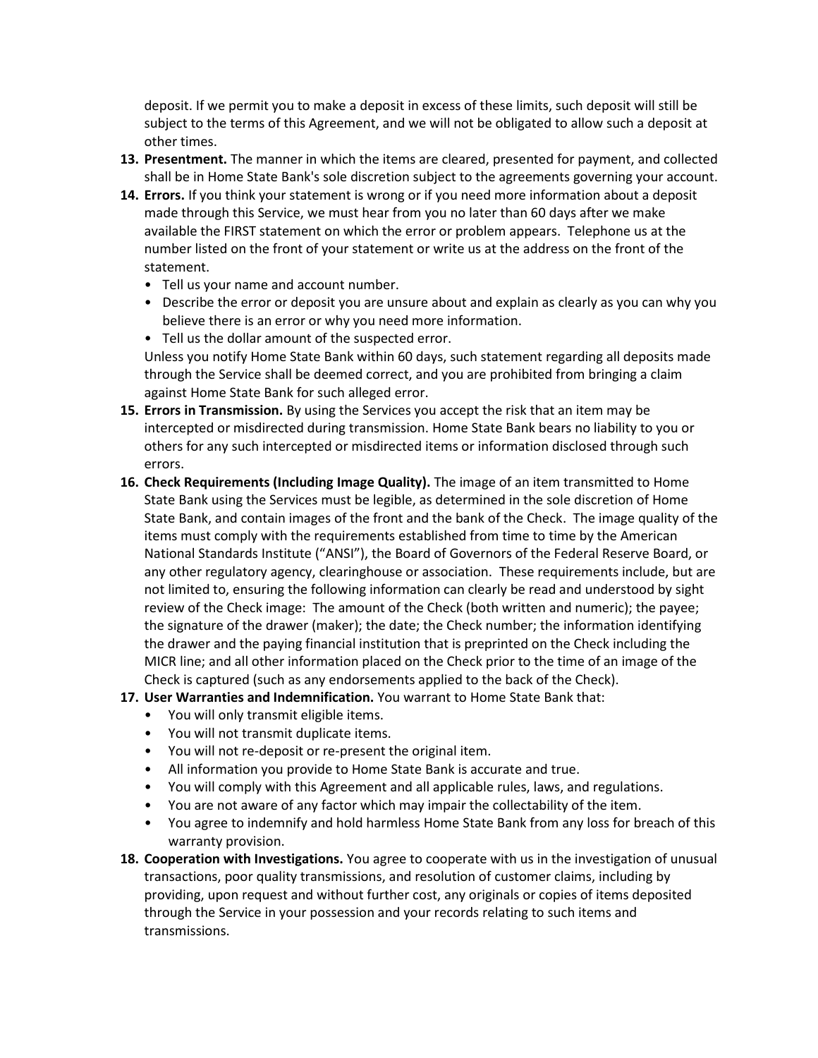deposit. If we permit you to make a deposit in excess of these limits, such deposit will still be subject to the terms of this Agreement, and we will not be obligated to allow such a deposit at other times.

13. **Presentment.** The manner in which the items are cleared, presented for payment, and collected shall be in Home State Bank's sole discretion subject to the agreements governing your account.
14. **Errors.** If you think your statement is wrong or if you need more information about a deposit made through this Service, we must hear from you no later than 60 days after we make available the FIRST statement on which the error or problem appears. Telephone us at the number listed on the front of your statement or write us at the address on the front of the statement.
    - Tell us your name and account number.
    - Describe the error or deposit you are unsure about and explain as clearly as you can why you believe there is an error or why you need more information.
    - Tell us the dollar amount of the suspected error.

    Unless you notify Home State Bank within 60 days, such statement regarding all deposits made through the Service shall be deemed correct, and you are prohibited from bringing a claim against Home State Bank for such alleged error.
15. **Errors in Transmission.** By using the Services you accept the risk that an item may be intercepted or misdirected during transmission. Home State Bank bears no liability to you or others for any such intercepted or misdirected items or information disclosed through such errors.
16. **Check Requirements (Including Image Quality).** The image of an item transmitted to Home State Bank using the Services must be legible, as determined in the sole discretion of Home State Bank, and contain images of the front and the bank of the Check. The image quality of the items must comply with the requirements established from time to time by the American National Standards Institute ("ANSI"), the Board of Governors of the Federal Reserve Board, or any other regulatory agency, clearinghouse or association. These requirements include, but are not limited to, ensuring the following information can clearly be read and understood by sight review of the Check image: The amount of the Check (both written and numeric); the payee; the signature of the drawer (maker); the date; the Check number; the information identifying the drawer and the paying financial institution that is preprinted on the Check including the MICR line; and all other information placed on the Check prior to the time of an image of the Check is captured (such as any endorsements applied to the back of the Check).
17. **User Warranties and Indemnification.** You warrant to Home State Bank that:
    - You will only transmit eligible items.
    - You will not transmit duplicate items.
    - You will not re-deposit or re-present the original item.
    - All information you provide to Home State Bank is accurate and true.
    - You will comply with this Agreement and all applicable rules, laws, and regulations.
    - You are not aware of any factor which may impair the collectability of the item.
    - You agree to indemnify and hold harmless Home State Bank from any loss for breach of this warranty provision.
18. **Cooperation with Investigations.** You agree to cooperate with us in the investigation of unusual transactions, poor quality transmissions, and resolution of customer claims, including by providing, upon request and without further cost, any originals or copies of items deposited through the Service in your possession and your records relating to such items and transmissions.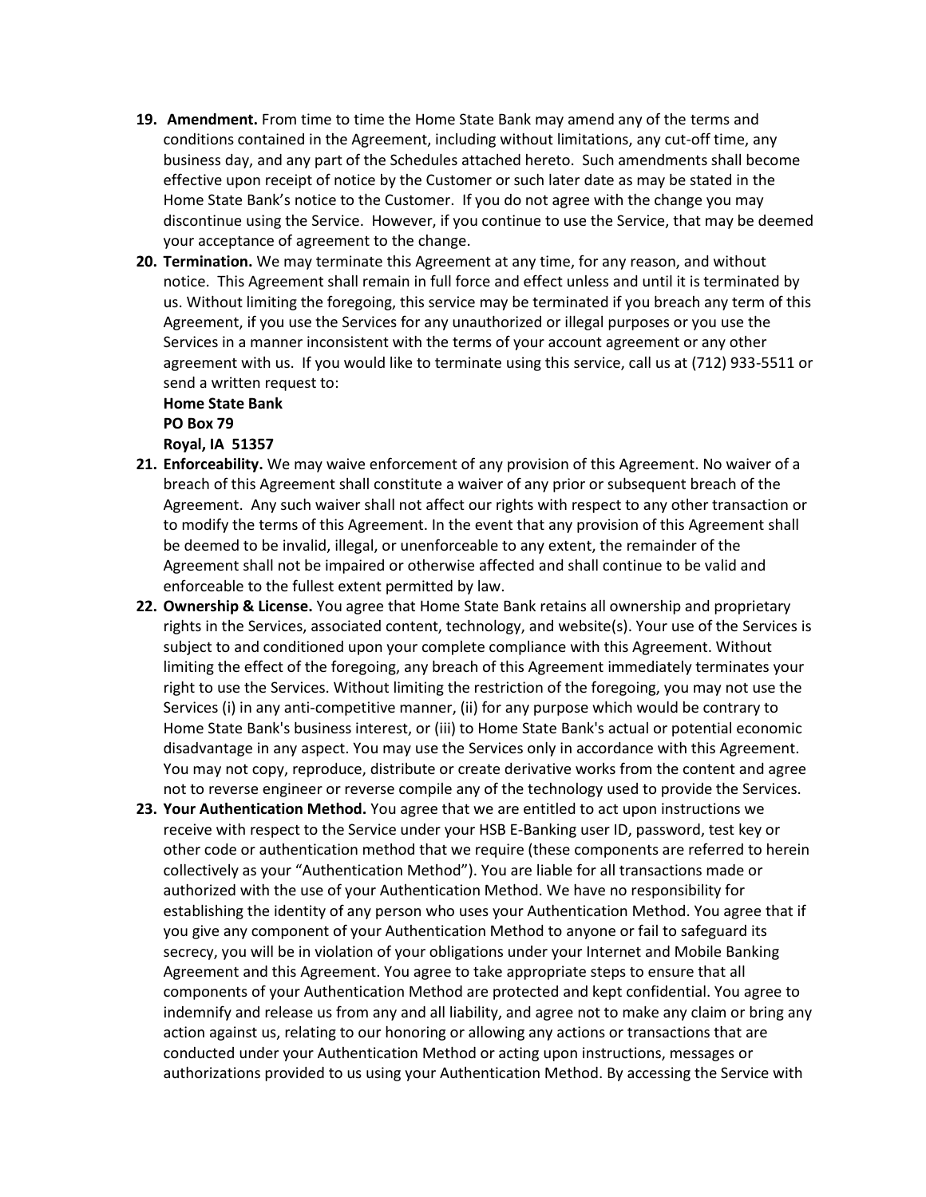19. **Amendment.** From time to time the Home State Bank may amend any of the terms and conditions contained in the Agreement, including without limitations, any cut-off time, any business day, and any part of the Schedules attached hereto. Such amendments shall become effective upon receipt of notice by the Customer or such later date as may be stated in the Home State Bank's notice to the Customer. If you do not agree with the change you may discontinue using the Service. However, if you continue to use the Service, that may be deemed your acceptance of agreement to the change.
20. **Termination.** We may terminate this Agreement at any time, for any reason, and without notice. This Agreement shall remain in full force and effect unless and until it is terminated by us. Without limiting the foregoing, this service may be terminated if you breach any term of this Agreement, if you use the Services for any unauthorized or illegal purposes or you use the Services in a manner inconsistent with the terms of your account agreement or any other agreement with us. If you would like to terminate using this service, call us at (712) 933-5511 or send a written request to:
    **Home State Bank**
    **PO Box 79**
    **Royal, IA 51357**
21. **Enforceability.** We may waive enforcement of any provision of this Agreement. No waiver of a breach of this Agreement shall constitute a waiver of any prior or subsequent breach of the Agreement. Any such waiver shall not affect our rights with respect to any other transaction or to modify the terms of this Agreement. In the event that any provision of this Agreement shall be deemed to be invalid, illegal, or unenforceable to any extent, the remainder of the Agreement shall not be impaired or otherwise affected and shall continue to be valid and enforceable to the fullest extent permitted by law.
22. **Ownership & License.** You agree that Home State Bank retains all ownership and proprietary rights in the Services, associated content, technology, and website(s). Your use of the Services is subject to and conditioned upon your complete compliance with this Agreement. Without limiting the effect of the foregoing, any breach of this Agreement immediately terminates your right to use the Services. Without limiting the restriction of the foregoing, you may not use the Services (i) in any anti-competitive manner, (ii) for any purpose which would be contrary to Home State Bank's business interest, or (iii) to Home State Bank's actual or potential economic disadvantage in any aspect. You may use the Services only in accordance with this Agreement. You may not copy, reproduce, distribute or create derivative works from the content and agree not to reverse engineer or reverse compile any of the technology used to provide the Services.
23. **Your Authentication Method.** You agree that we are entitled to act upon instructions we receive with respect to the Service under your HSB E-Banking user ID, password, test key or other code or authentication method that we require (these components are referred to herein collectively as your "Authentication Method"). You are liable for all transactions made or authorized with the use of your Authentication Method. We have no responsibility for establishing the identity of any person who uses your Authentication Method. You agree that if you give any component of your Authentication Method to anyone or fail to safeguard its secrecy, you will be in violation of your obligations under your Internet and Mobile Banking Agreement and this Agreement. You agree to take appropriate steps to ensure that all components of your Authentication Method are protected and kept confidential. You agree to indemnify and release us from any and all liability, and agree not to make any claim or bring any action against us, relating to our honoring or allowing any actions or transactions that are conducted under your Authentication Method or acting upon instructions, messages or authorizations provided to us using your Authentication Method. By accessing the Service with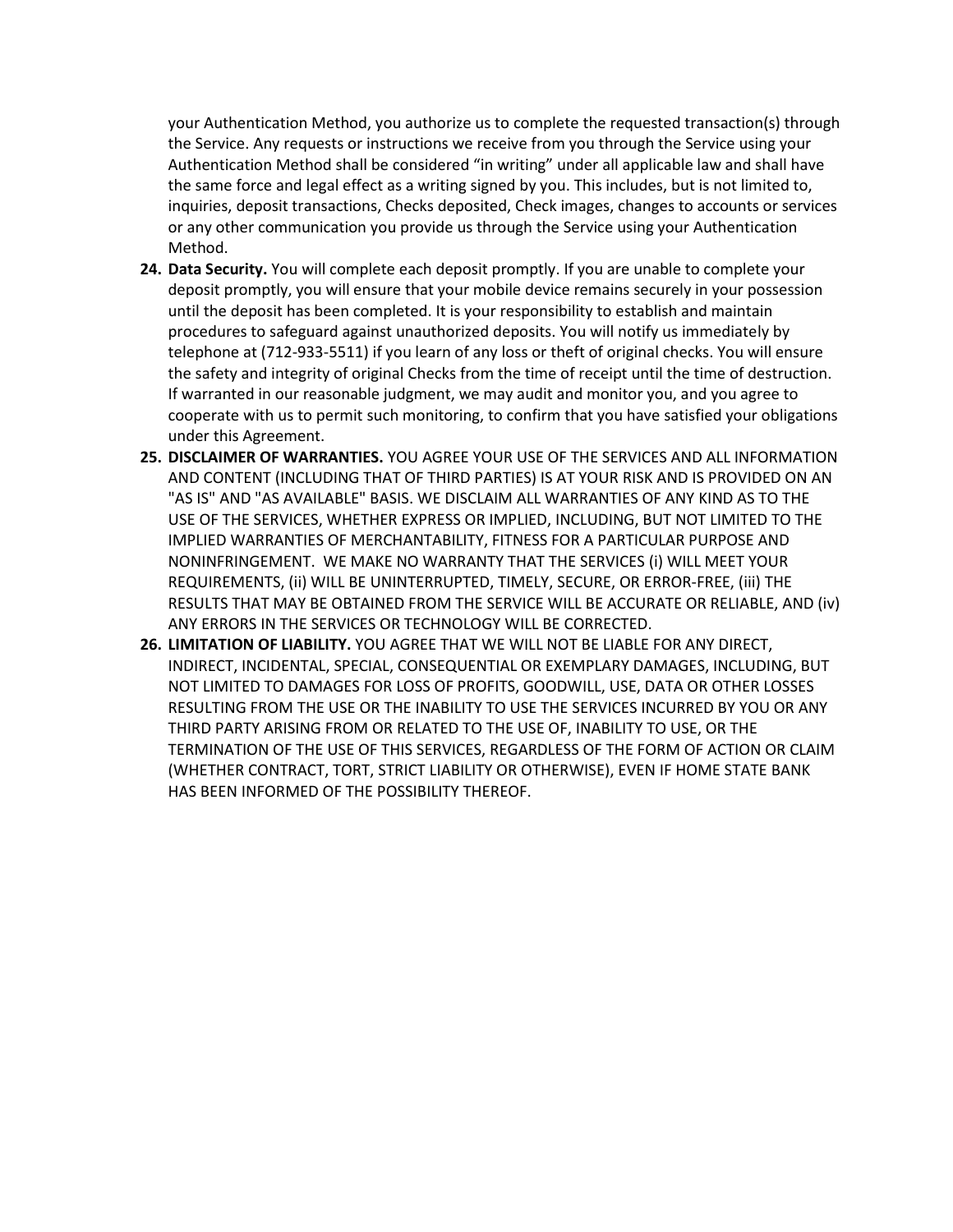your Authentication Method, you authorize us to complete the requested transaction(s) through the Service. Any requests or instructions we receive from you through the Service using your Authentication Method shall be considered “in writing” under all applicable law and shall have the same force and legal effect as a writing signed by you. This includes, but is not limited to, inquiries, deposit transactions, Checks deposited, Check images, changes to accounts or services or any other communication you provide us through the Service using your Authentication Method.

24. **Data Security.** You will complete each deposit promptly. If you are unable to complete your deposit promptly, you will ensure that your mobile device remains securely in your possession until the deposit has been completed. It is your responsibility to establish and maintain procedures to safeguard against unauthorized deposits. You will notify us immediately by telephone at (712-933-5511) if you learn of any loss or theft of original checks. You will ensure the safety and integrity of original Checks from the time of receipt until the time of destruction. If warranted in our reasonable judgment, we may audit and monitor you, and you agree to cooperate with us to permit such monitoring, to confirm that you have satisfied your obligations under this Agreement.
25. **DISCLAIMER OF WARRANTIES.** YOU AGREE YOUR USE OF THE SERVICES AND ALL INFORMATION AND CONTENT (INCLUDING THAT OF THIRD PARTIES) IS AT YOUR RISK AND IS PROVIDED ON AN "AS IS" AND "AS AVAILABLE" BASIS. WE DISCLAIM ALL WARRANTIES OF ANY KIND AS TO THE USE OF THE SERVICES, WHETHER EXPRESS OR IMPLIED, INCLUDING, BUT NOT LIMITED TO THE IMPLIED WARRANTIES OF MERCHANTABILITY, FITNESS FOR A PARTICULAR PURPOSE AND NONINFRINGEMENT. WE MAKE NO WARRANTY THAT THE SERVICES (i) WILL MEET YOUR REQUIREMENTS, (ii) WILL BE UNINTERRUPTED, TIMELY, SECURE, OR ERROR-FREE, (iii) THE RESULTS THAT MAY BE OBTAINED FROM THE SERVICE WILL BE ACCURATE OR RELIABLE, AND (iv) ANY ERRORS IN THE SERVICES OR TECHNOLOGY WILL BE CORRECTED.
26. **LIMITATION OF LIABILITY.** YOU AGREE THAT WE WILL NOT BE LIABLE FOR ANY DIRECT, INDIRECT, INCIDENTAL, SPECIAL, CONSEQUENTIAL OR EXEMPLARY DAMAGES, INCLUDING, BUT NOT LIMITED TO DAMAGES FOR LOSS OF PROFITS, GOODWILL, USE, DATA OR OTHER LOSSES RESULTING FROM THE USE OR THE INABILITY TO USE THE SERVICES INCURRED BY YOU OR ANY THIRD PARTY ARISING FROM OR RELATED TO THE USE OF, INABILITY TO USE, OR THE TERMINATION OF THE USE OF THIS SERVICES, REGARDLESS OF THE FORM OF ACTION OR CLAIM (WHETHER CONTRACT, TORT, STRICT LIABILITY OR OTHERWISE), EVEN IF HOME STATE BANK HAS BEEN INFORMED OF THE POSSIBILITY THEREOF.